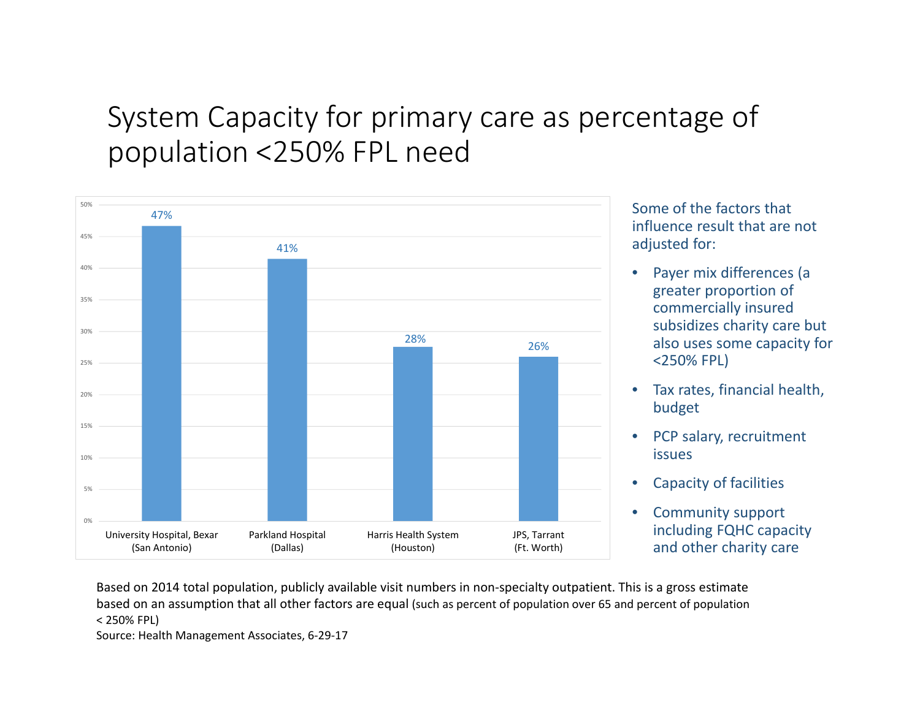# System Capacity for primary care as percentage of population <250% FPL need

| Hospital | System Capacity |
| --- | --- |
| University Hospital, Bexar (San Antonio) | 47% |
| Parkland Hospital (Dallas) | 41% |
| Harris Health System (Houston) | 28% |
| JPS, Tarrant (Ft. Worth) | 26% |

Some of the factors that influence result that are not adjusted for:

- Payer mix differences (a greater proportion of commercially insured subsidizes charity care but also uses some capacity for <250% FPL)
- Tax rates, financial health, budget
- PCP salary, recruitment issues
- Capacity of facilities
- Community support including FQHC capacity and other charity care

Based on 2014 total population, publicly available visit numbers in non-specialty outpatient. This is a gross estimate based on an assumption that all other factors are equal (such as percent of population over 65 and percent of population < 250% FPL)

Source: Health Management Associates, 6-29-17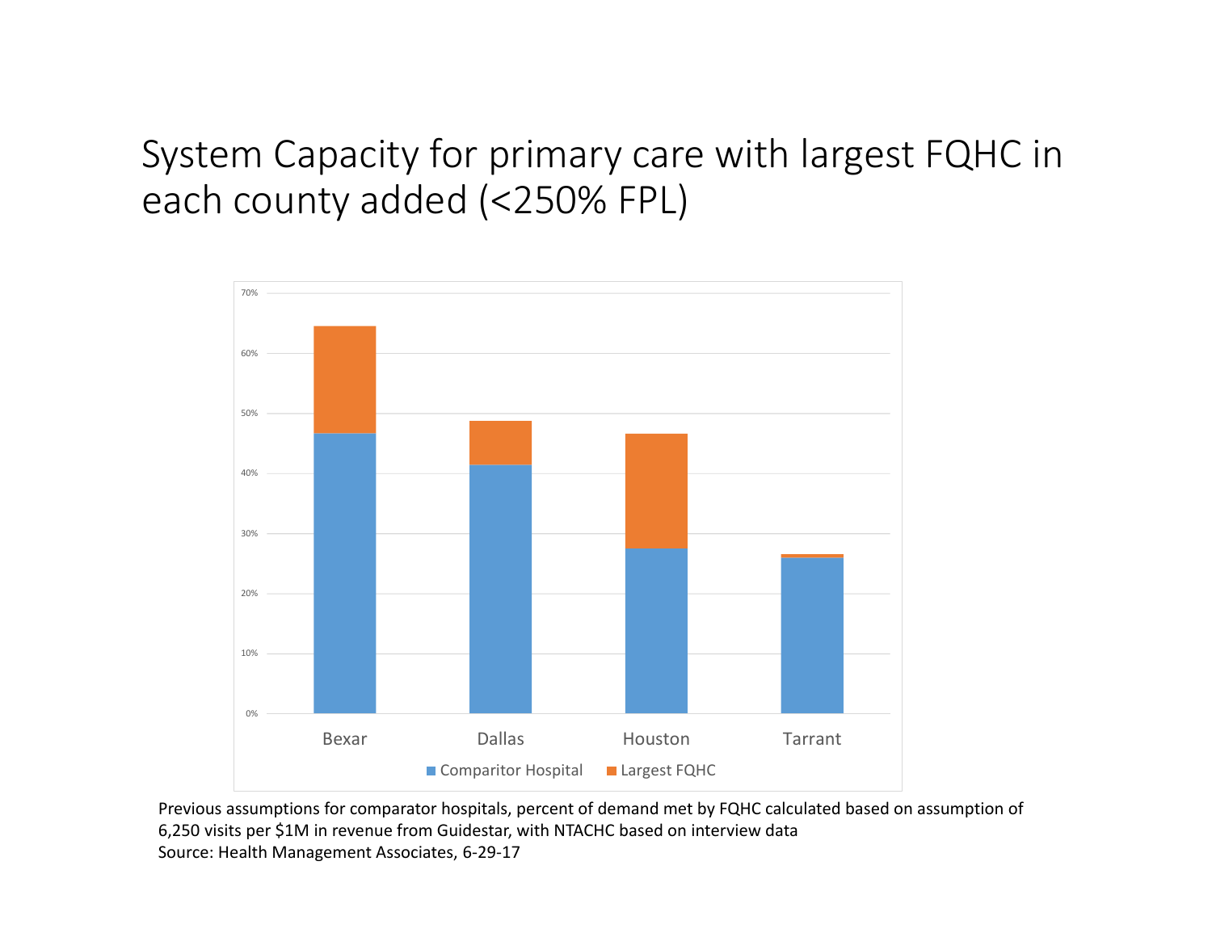# System Capacity for primary care with largest FQHC in each county added (<250% FPL)

70%
60%
50%
40%
30%
20%
10%
0%

Bexar
Dallas
Houston
Tarrant

Comparitor Hospital
Largest FQHC

Previous assumptions for comparator hospitals, percent of demand met by FQHC calculated based on assumption of 6,250 visits per $1M in revenue from Guidestar, with NTACHC based on interview data
Source: Health Management Associates, 6-29-17